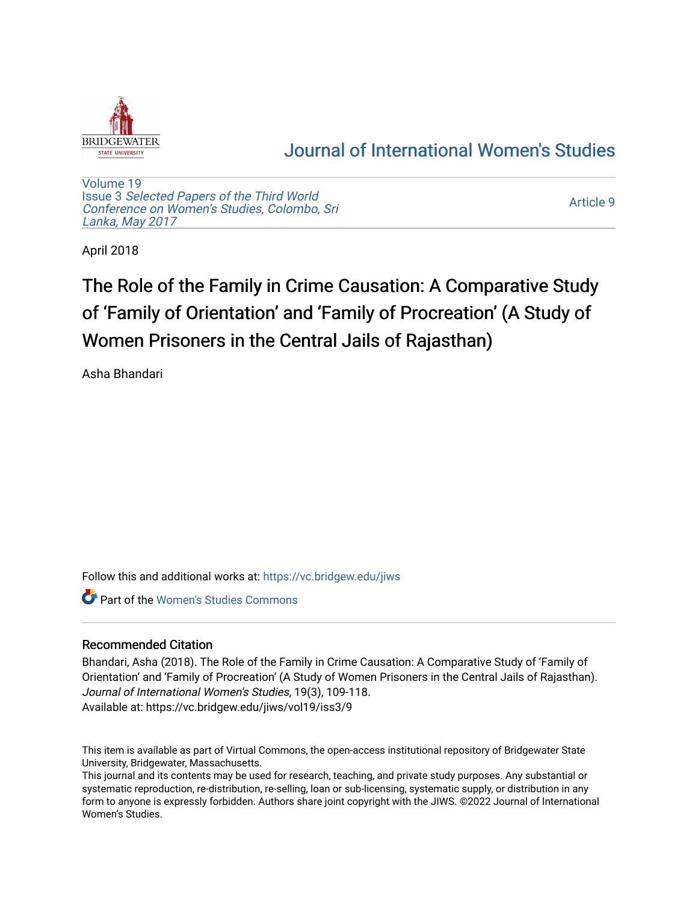# Journal of International Women's Studies

Volume 19
Issue 3 *Selected Papers of the Third World Conference on Women's Studies, Colombo, Sri Lanka, May 2017*

Article 9

April 2018

# The Role of the Family in Crime Causation: A Comparative Study of 'Family of Orientation' and 'Family of Procreation' (A Study of Women Prisoners in the Central Jails of Rajasthan)

Asha Bhandari

Follow this and additional works at: https://vc.bridgew.edu/jiws

Part of the Women's Studies Commons

## Recommended Citation

Bhandari, Asha (2018). The Role of the Family in Crime Causation: A Comparative Study of 'Family of Orientation' and 'Family of Procreation' (A Study of Women Prisoners in the Central Jails of Rajasthan). *Journal of International Women's Studies*, 19(3), 109-118.
Available at: https://vc.bridgew.edu/jiws/vol19/iss3/9

This item is available as part of Virtual Commons, the open-access institutional repository of Bridgewater State University, Bridgewater, Massachusetts.
This journal and its contents may be used for research, teaching, and private study purposes. Any substantial or systematic reproduction, re-distribution, re-selling, loan or sub-licensing, systematic supply, or distribution in any form to anyone is expressly forbidden. Authors share joint copyright with the JIWS. ©2022 Journal of International Women's Studies.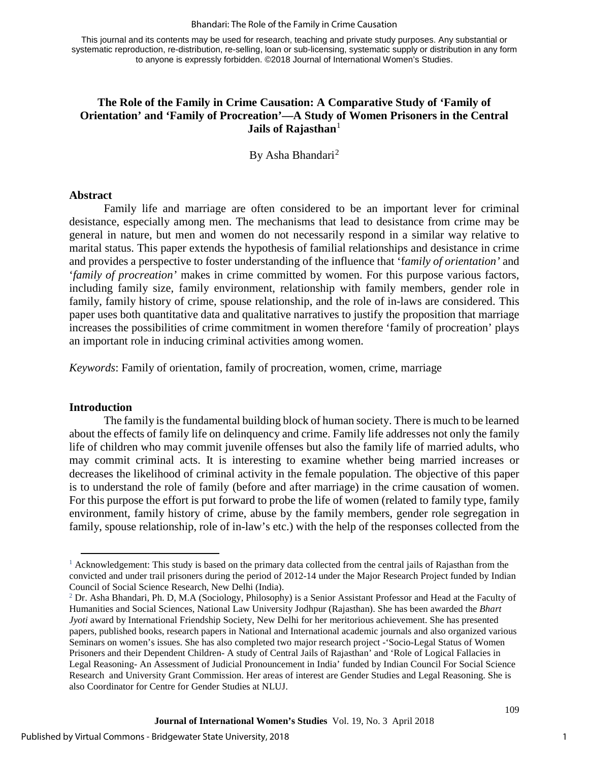The copyright notice: "This journal and its contents may be used for research, teaching and private study purposes. Any substantial or systematic reproduction, re-distribution, re-selling, loan or sub-licensing, systematic supply or distribution in any form to anyone is expressly forbidden. ©2018 Journal of International Women's Studies."

# The Role of the Family in Crime Causation: A Comparative Study of 'Family of Orientation' and 'Family of Procreation'—A Study of Women Prisoners in the Central Jails of Rajasthan[1]

By Asha Bhandari[2]

## Abstract

Family life and marriage are often considered to be an important lever for criminal desistance, especially among men. The mechanisms that lead to desistance from crime may be general in nature, but men and women do not necessarily respond in a similar way relative to marital status. This paper extends the hypothesis of familial relationships and desistance in crime and provides a perspective to foster understanding of the influence that '*family of orientation*' and '*family of procreation*' makes in crime committed by women. For this purpose various factors, including family size, family environment, relationship with family members, gender role in family, family history of crime, spouse relationship, and the role of in-laws are considered. This paper uses both quantitative data and qualitative narratives to justify the proposition that marriage increases the possibilities of crime commitment in women therefore 'family of procreation' plays an important role in inducing criminal activities among women.

*Keywords*: Family of orientation, family of procreation, women, crime, marriage

## Introduction

The family is the fundamental building block of human society. There is much to be learned about the effects of family life on delinquency and crime. Family life addresses not only the family life of children who may commit juvenile offenses but also the family life of married adults, who may commit criminal acts. It is interesting to examine whether being married increases or decreases the likelihood of criminal activity in the female population. The objective of this paper is to understand the role of family (before and after marriage) in the crime causation of women. For this purpose the effort is put forward to probe the life of women (related to family type, family environment, family history of crime, abuse by the family members, gender role segregation in family, spouse relationship, role of in-law's etc.) with the help of the responses collected from the

---

[1] Acknowledgement: This study is based on the primary data collected from the central jails of Rajasthan from the convicted and under trail prisoners during the period of 2012-14 under the Major Research Project funded by Indian Council of Social Science Research, New Delhi (India).

[2] Dr. Asha Bhandari, Ph. D, M.A (Sociology, Philosophy) is a Senior Assistant Professor and Head at the Faculty of Humanities and Social Sciences, National Law University Jodhpur (Rajasthan). She has been awarded the *Bhart Jyoti* award by International Friendship Society, New Delhi for her meritorious achievement. She has presented papers, published books, research papers in National and International academic journals and also organized various Seminars on women's issues. She has also completed two major research project -'Socio-Legal Status of Women Prisoners and their Dependent Children- A study of Central Jails of Rajasthan' and 'Role of Logical Fallacies in Legal Reasoning- An Assessment of Judicial Pronouncement in India' funded by Indian Council For Social Science Research and University Grant Commission. Her areas of interest are Gender Studies and Legal Reasoning. She is also Coordinator for Centre for Gender Studies at NLUJ.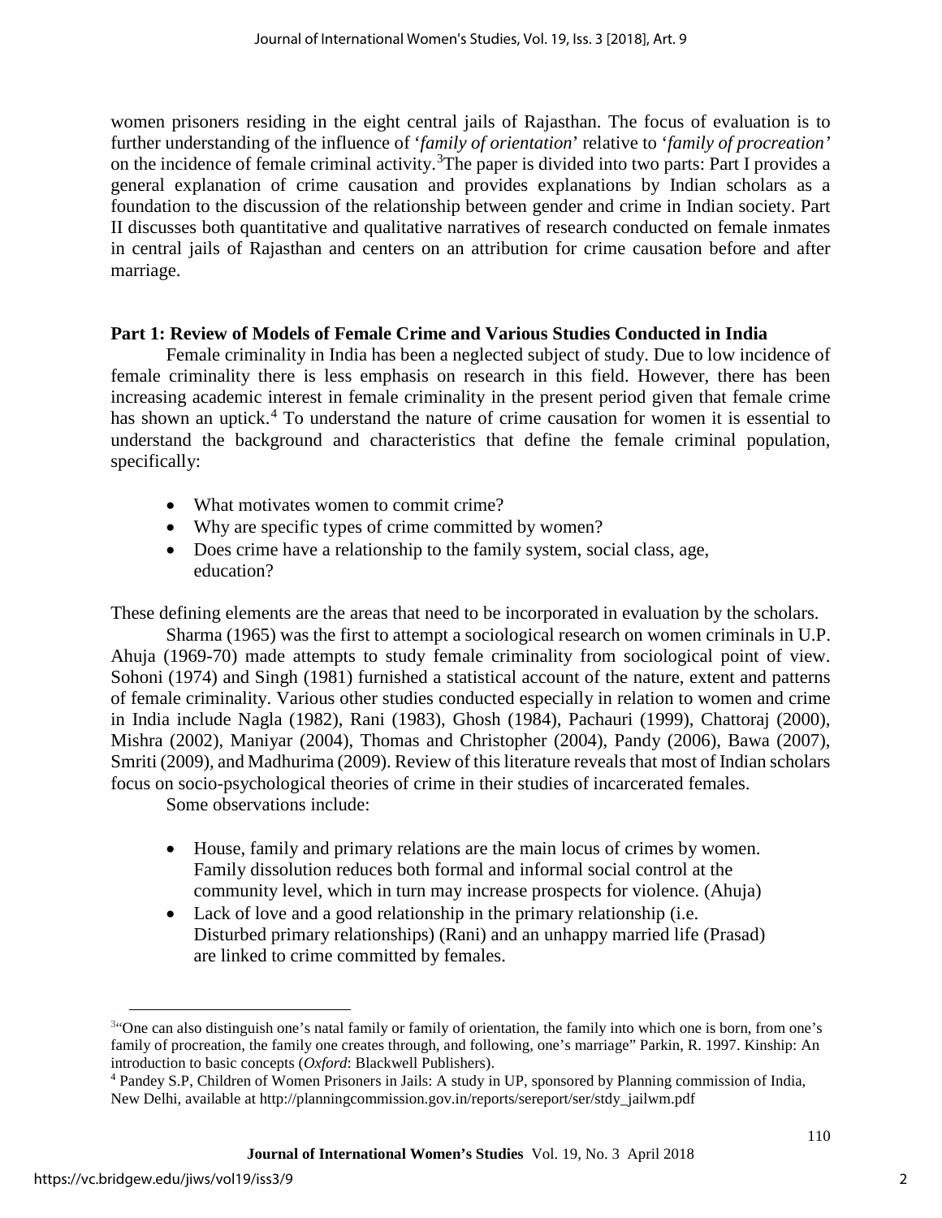women prisoners residing in the eight central jails of Rajasthan. The focus of evaluation is to further understanding of the influence of '*family of orientation*' relative to '*family of procreation'* on the incidence of female criminal activity.[3]The paper is divided into two parts: Part I provides a general explanation of crime causation and provides explanations by Indian scholars as a foundation to the discussion of the relationship between gender and crime in Indian society. Part II discusses both quantitative and qualitative narratives of research conducted on female inmates in central jails of Rajasthan and centers on an attribution for crime causation before and after marriage.

## Part 1: Review of Models of Female Crime and Various Studies Conducted in India

Female criminality in India has been a neglected subject of study. Due to low incidence of female criminality there is less emphasis on research in this field. However, there has been increasing academic interest in female criminality in the present period given that female crime has shown an uptick.[4] To understand the nature of crime causation for women it is essential to understand the background and characteristics that define the female criminal population, specifically:

- What motivates women to commit crime?
- Why are specific types of crime committed by women?
- Does crime have a relationship to the family system, social class, age, education?

These defining elements are the areas that need to be incorporated in evaluation by the scholars.

Sharma (1965) was the first to attempt a sociological research on women criminals in U.P. Ahuja (1969-70) made attempts to study female criminality from sociological point of view. Sohoni (1974) and Singh (1981) furnished a statistical account of the nature, extent and patterns of female criminality. Various other studies conducted especially in relation to women and crime in India include Nagla (1982), Rani (1983), Ghosh (1984), Pachauri (1999), Chattoraj (2000), Mishra (2002), Maniyar (2004), Thomas and Christopher (2004), Pandy (2006), Bawa (2007), Smriti (2009), and Madhurima (2009). Review of this literature reveals that most of Indian scholars focus on socio-psychological theories of crime in their studies of incarcerated females.

Some observations include:

- House, family and primary relations are the main locus of crimes by women. Family dissolution reduces both formal and informal social control at the community level, which in turn may increase prospects for violence. (Ahuja)
- Lack of love and a good relationship in the primary relationship (i.e. Disturbed primary relationships) (Rani) and an unhappy married life (Prasad) are linked to crime committed by females.

---

[3]"One can also distinguish one's natal family or family of orientation, the family into which one is born, from one's family of procreation, the family one creates through, and following, one's marriage" Parkin, R. 1997. Kinship: An introduction to basic concepts (*Oxford*: Blackwell Publishers).

[4] Pandey S.P, Children of Women Prisoners in Jails: A study in UP, sponsored by Planning commission of India, New Delhi, available at http://planningcommission.gov.in/reports/sereport/ser/stdy_jailwm.pdf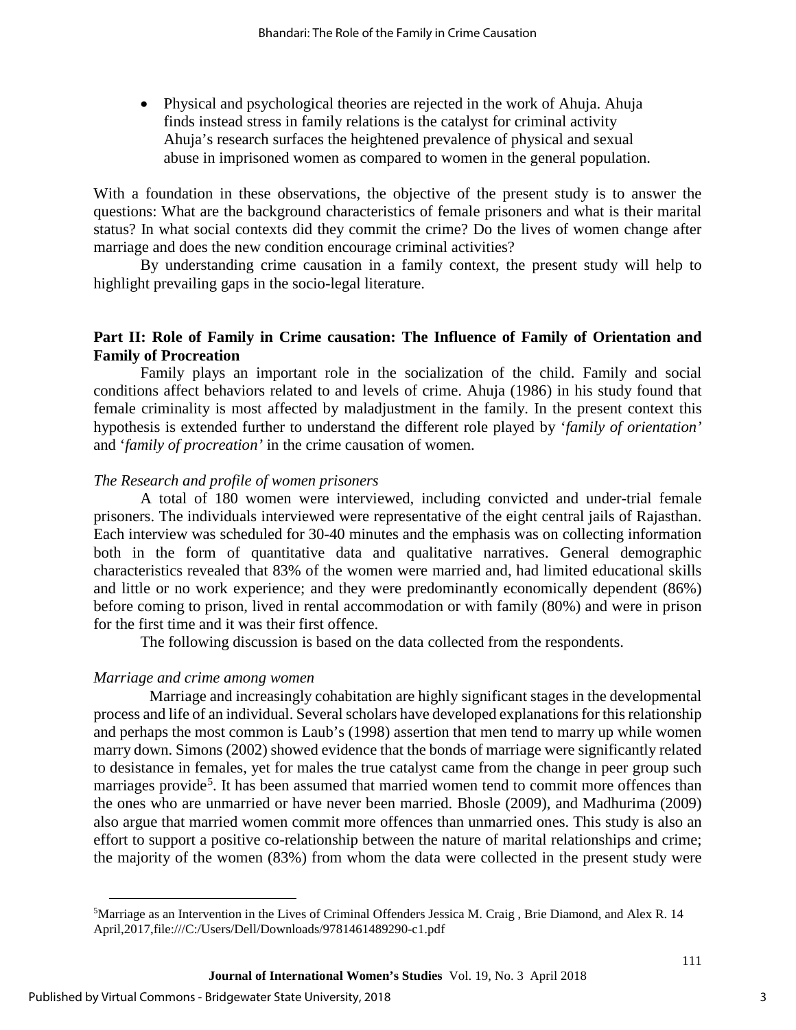- Physical and psychological theories are rejected in the work of Ahuja. Ahuja finds instead stress in family relations is the catalyst for criminal activity Ahuja's research surfaces the heightened prevalence of physical and sexual abuse in imprisoned women as compared to women in the general population.

With a foundation in these observations, the objective of the present study is to answer the questions: What are the background characteristics of female prisoners and what is their marital status? In what social contexts did they commit the crime? Do the lives of women change after marriage and does the new condition encourage criminal activities?

By understanding crime causation in a family context, the present study will help to highlight prevailing gaps in the socio-legal literature.

## Part II: Role of Family in Crime causation: The Influence of Family of Orientation and Family of Procreation

Family plays an important role in the socialization of the child. Family and social conditions affect behaviors related to and levels of crime. Ahuja (1986) in his study found that female criminality is most affected by maladjustment in the family. In the present context this hypothesis is extended further to understand the different role played by '*family of orientation*' and '*family of procreation'* in the crime causation of women.

### *The Research and profile of women prisoners*

A total of 180 women were interviewed, including convicted and under-trial female prisoners. The individuals interviewed were representative of the eight central jails of Rajasthan. Each interview was scheduled for 30-40 minutes and the emphasis was on collecting information both in the form of quantitative data and qualitative narratives. General demographic characteristics revealed that 83% of the women were married and, had limited educational skills and little or no work experience; and they were predominantly economically dependent (86%) before coming to prison, lived in rental accommodation or with family (80%) and were in prison for the first time and it was their first offence.

The following discussion is based on the data collected from the respondents.

### *Marriage and crime among women*

Marriage and increasingly cohabitation are highly significant stages in the developmental process and life of an individual. Several scholars have developed explanations for this relationship and perhaps the most common is Laub's (1998) assertion that men tend to marry up while women marry down. Simons (2002) showed evidence that the bonds of marriage were significantly related to desistance in females, yet for males the true catalyst came from the change in peer group such marriages provide[5]. It has been assumed that married women tend to commit more offences than the ones who are unmarried or have never been married. Bhosle (2009), and Madhurima (2009) also argue that married women commit more offences than unmarried ones. This study is also an effort to support a positive co-relationship between the nature of marital relationships and crime; the majority of the women (83%) from whom the data were collected in the present study were

[5]Marriage as an Intervention in the Lives of Criminal Offenders Jessica M. Craig , Brie Diamond, and Alex R. 14 April,2017,file:///C:/Users/Dell/Downloads/9781461489290-c1.pdf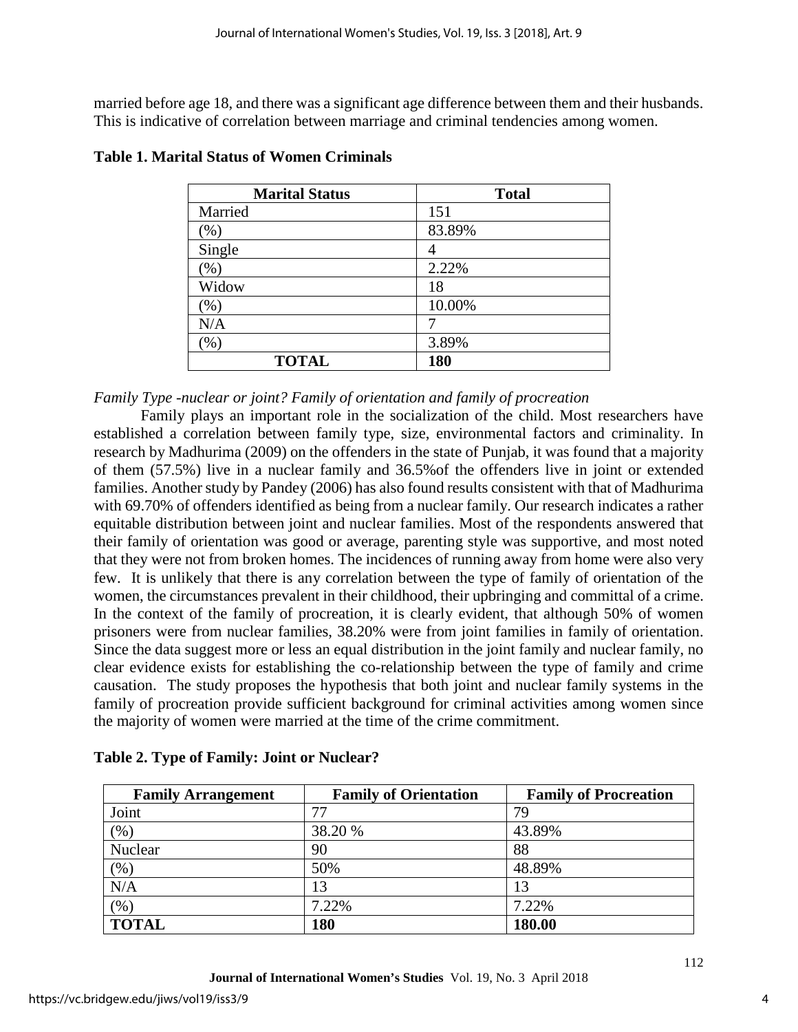married before age 18, and there was a significant age difference between them and their husbands. This is indicative of correlation between marriage and criminal tendencies among women.

**Table 1. Marital Status of Women Criminals**

| Marital Status | Total |
|---|---|
| Married | 151 |
| (%) | 83.89% |
| Single | 4 |
| (%) | 2.22% |
| Widow | 18 |
| (%) | 10.00% |
| N/A | 7 |
| (%) | 3.89% |
| **TOTAL** | **180** |

*Family Type -nuclear or joint? Family of orientation and family of procreation*

Family plays an important role in the socialization of the child. Most researchers have established a correlation between family type, size, environmental factors and criminality. In research by Madhurima (2009) on the offenders in the state of Punjab, it was found that a majority of them (57.5%) live in a nuclear family and 36.5%of the offenders live in joint or extended families. Another study by Pandey (2006) has also found results consistent with that of Madhurima with 69.70% of offenders identified as being from a nuclear family. Our research indicates a rather equitable distribution between joint and nuclear families. Most of the respondents answered that their family of orientation was good or average, parenting style was supportive, and most noted that they were not from broken homes. The incidences of running away from home were also very few. It is unlikely that there is any correlation between the type of family of orientation of the women, the circumstances prevalent in their childhood, their upbringing and committal of a crime. In the context of the family of procreation, it is clearly evident, that although 50% of women prisoners were from nuclear families, 38.20% were from joint families in family of orientation. Since the data suggest more or less an equal distribution in the joint family and nuclear family, no clear evidence exists for establishing the co-relationship between the type of family and crime causation. The study proposes the hypothesis that both joint and nuclear family systems in the family of procreation provide sufficient background for criminal activities among women since the majority of women were married at the time of the crime commitment.

**Table 2. Type of Family: Joint or Nuclear?**

| Family Arrangement | Family of Orientation | Family of Procreation |
|---|---|---|
| Joint | 77 | 79 |
| (%) | 38.20 % | 43.89% |
| Nuclear | 90 | 88 |
| (%) | 50% | 48.89% |
| N/A | 13 | 13 |
| (%) | 7.22% | 7.22% |
| **TOTAL** | **180** | **180.00** |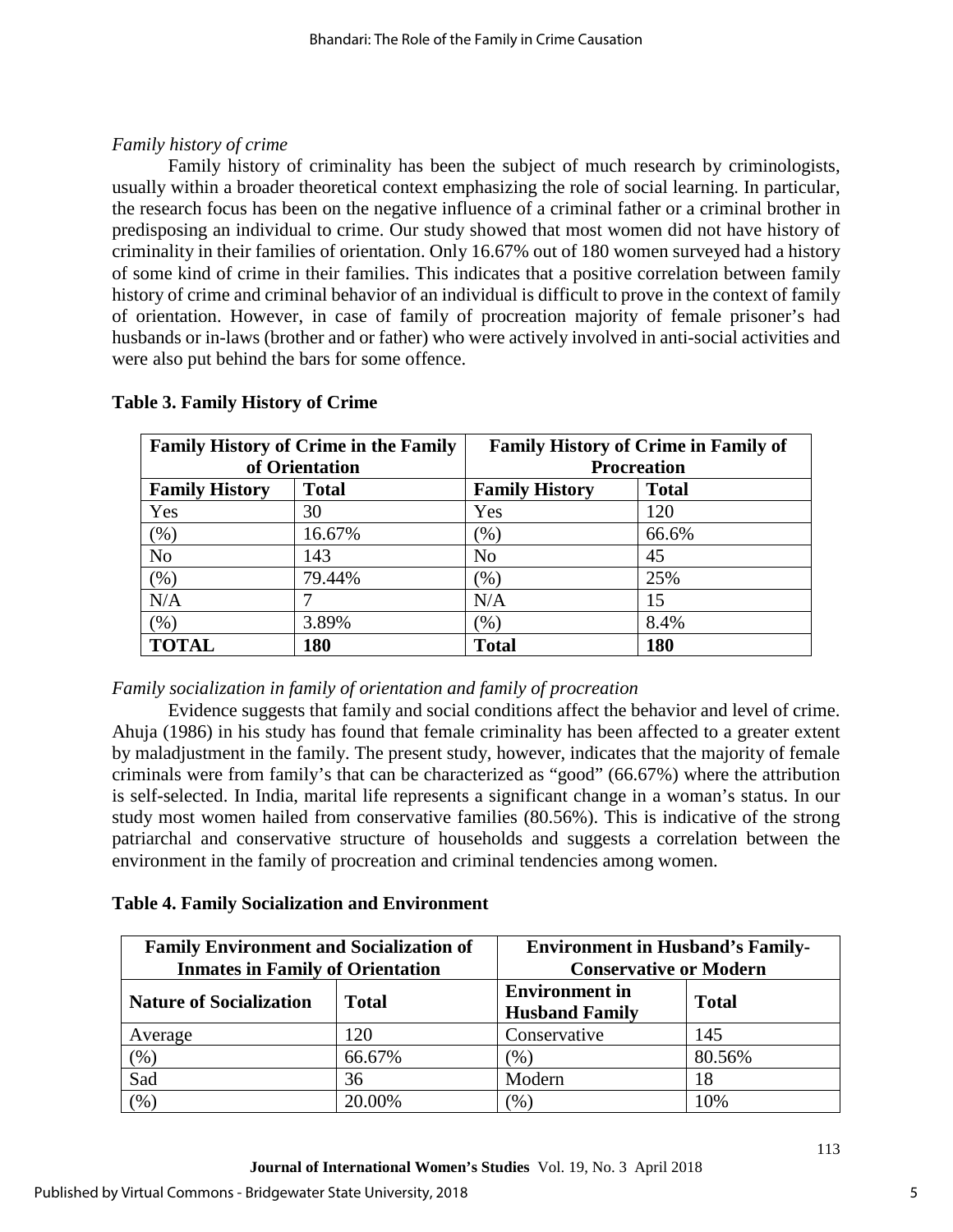*Family history of crime*

Family history of criminality has been the subject of much research by criminologists, usually within a broader theoretical context emphasizing the role of social learning. In particular, the research focus has been on the negative influence of a criminal father or a criminal brother in predisposing an individual to crime. Our study showed that most women did not have history of criminality in their families of orientation. Only 16.67% out of 180 women surveyed had a history of some kind of crime in their families. This indicates that a positive correlation between family history of crime and criminal behavior of an individual is difficult to prove in the context of family of orientation. However, in case of family of procreation majority of female prisoner's had husbands or in-laws (brother and or father) who were actively involved in anti-social activities and were also put behind the bars for some offence.

**Table 3. Family History of Crime**

| **Family History of Crime in the Family of Orientation** | | **Family History of Crime in Family of Procreation** | |
|---|---|---|---|
| **Family History** | **Total** | **Family History** | **Total** |
| Yes | 30 | Yes | 120 |
| (%) | 16.67% | (%) | 66.6% |
| No | 143 | No | 45 |
| (%) | 79.44% | (%) | 25% |
| N/A | 7 | N/A | 15 |
| (%) | 3.89% | (%) | 8.4% |
| **TOTAL** | **180** | **Total** | **180** |

*Family socialization in family of orientation and family of procreation*

Evidence suggests that family and social conditions affect the behavior and level of crime. Ahuja (1986) in his study has found that female criminality has been affected to a greater extent by maladjustment in the family. The present study, however, indicates that the majority of female criminals were from family's that can be characterized as "good" (66.67%) where the attribution is self-selected. In India, marital life represents a significant change in a woman's status. In our study most women hailed from conservative families (80.56%). This is indicative of the strong patriarchal and conservative structure of households and suggests a correlation between the environment in the family of procreation and criminal tendencies among women.

**Table 4. Family Socialization and Environment**

| **Family Environment and Socialization of Inmates in Family of Orientation** | | **Environment in Husband's Family- Conservative or Modern** | |
|---|---|---|---|
| **Nature of Socialization** | **Total** | **Environment in Husband Family** | **Total** |
| Average | 120 | Conservative | 145 |
| (%) | 66.67% | (%) | 80.56% |
| Sad | 36 | Modern | 18 |
| (%) | 20.00% | (%) | 10% |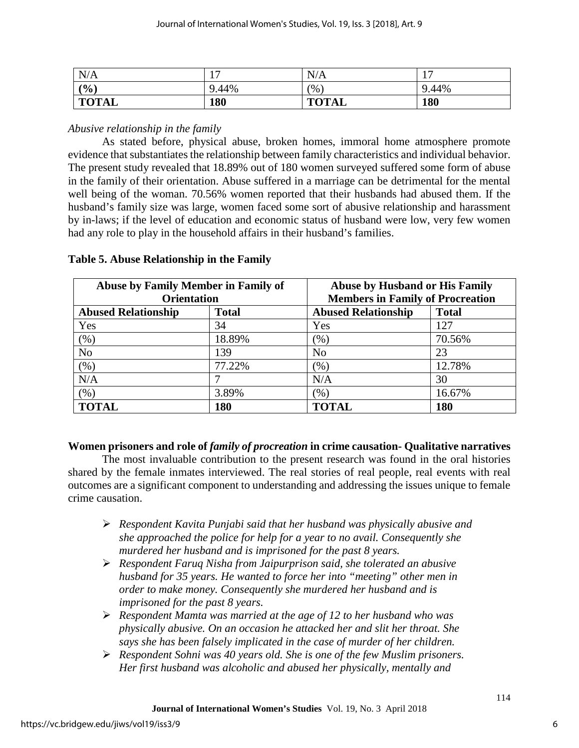| N/A | 17 | N/A | 17 |
|---|---|---|---|
| **(%)** | 9.44% | (%) | 9.44% |
| **TOTAL** | **180** | **TOTAL** | **180** |

*Abusive relationship in the family*

As stated before, physical abuse, broken homes, immoral home atmosphere promote evidence that substantiates the relationship between family characteristics and individual behavior. The present study revealed that 18.89% out of 180 women surveyed suffered some form of abuse in the family of their orientation. Abuse suffered in a marriage can be detrimental for the mental well being of the woman. 70.56% women reported that their husbands had abused them. If the husband's family size was large, women faced some sort of abusive relationship and harassment by in-laws; if the level of education and economic status of husband were low, very few women had any role to play in the household affairs in their husband's families.

**Table 5. Abuse Relationship in the Family**

| Abuse by Family Member in Family of Orientation | | Abuse by Husband or His Family Members in Family of Procreation | |
|---|---|---|---|
| **Abused Relationship** | **Total** | **Abused Relationship** | **Total** |
| Yes | 34 | Yes | 127 |
| (%) | 18.89% | (%) | 70.56% |
| No | 139 | No | 23 |
| (%) | 77.22% | (%) | 12.78% |
| N/A | 7 | N/A | 30 |
| (%) | 3.89% | (%) | 16.67% |
| **TOTAL** | **180** | **TOTAL** | **180** |

**Women prisoners and role of *family of procreation* in crime causation- Qualitative narratives**

The most invaluable contribution to the present research was found in the oral histories shared by the female inmates interviewed. The real stories of real people, real events with real outcomes are a significant component to understanding and addressing the issues unique to female crime causation.

- *Respondent Kavita Punjabi said that her husband was physically abusive and she approached the police for help for a year to no avail. Consequently she murdered her husband and is imprisoned for the past 8 years.*
- *Respondent Faruq Nisha from Jaipurprison said, she tolerated an abusive husband for 35 years. He wanted to force her into "meeting" other men in order to make money. Consequently she murdered her husband and is imprisoned for the past 8 years.*
- *Respondent Mamta was married at the age of 12 to her husband who was physically abusive. On an occasion he attacked her and slit her throat. She says she has been falsely implicated in the case of murder of her children.*
- *Respondent Sohni was 40 years old. She is one of the few Muslim prisoners. Her first husband was alcoholic and abused her physically, mentally and*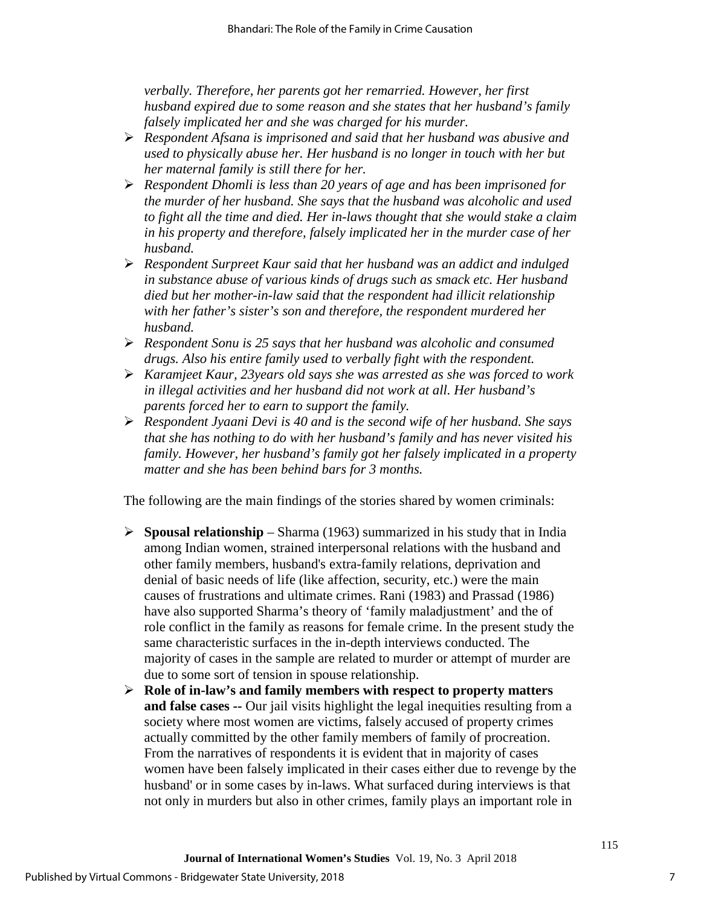*verbally. Therefore, her parents got her remarried. However, her first husband expired due to some reason and she states that her husband's family falsely implicated her and she was charged for his murder.*

- *Respondent Afsana is imprisoned and said that her husband was abusive and used to physically abuse her. Her husband is no longer in touch with her but her maternal family is still there for her.*
- *Respondent Dhomli is less than 20 years of age and has been imprisoned for the murder of her husband. She says that the husband was alcoholic and used to fight all the time and died. Her in-laws thought that she would stake a claim in his property and therefore, falsely implicated her in the murder case of her husband.*
- *Respondent Surpreet Kaur said that her husband was an addict and indulged in substance abuse of various kinds of drugs such as smack etc. Her husband died but her mother-in-law said that the respondent had illicit relationship with her father's sister's son and therefore, the respondent murdered her husband.*
- *Respondent Sonu is 25 says that her husband was alcoholic and consumed drugs. Also his entire family used to verbally fight with the respondent.*
- *Karamjeet Kaur, 23years old says she was arrested as she was forced to work in illegal activities and her husband did not work at all. Her husband's parents forced her to earn to support the family.*
- *Respondent Jyaani Devi is 40 and is the second wife of her husband. She says that she has nothing to do with her husband's family and has never visited his family. However, her husband's family got her falsely implicated in a property matter and she has been behind bars for 3 months.*

The following are the main findings of the stories shared by women criminals:

- **Spousal relationship** – Sharma (1963) summarized in his study that in India among Indian women, strained interpersonal relations with the husband and other family members, husband's extra-family relations, deprivation and denial of basic needs of life (like affection, security, etc.) were the main causes of frustrations and ultimate crimes. Rani (1983) and Prassad (1986) have also supported Sharma's theory of 'family maladjustment' and the of role conflict in the family as reasons for female crime. In the present study the same characteristic surfaces in the in-depth interviews conducted. The majority of cases in the sample are related to murder or attempt of murder are due to some sort of tension in spouse relationship.
- **Role of in-law's and family members with respect to property matters and false cases --** Our jail visits highlight the legal inequities resulting from a society where most women are victims, falsely accused of property crimes actually committed by the other family members of family of procreation. From the narratives of respondents it is evident that in majority of cases women have been falsely implicated in their cases either due to revenge by the husband' or in some cases by in-laws. What surfaced during interviews is that not only in murders but also in other crimes, family plays an important role in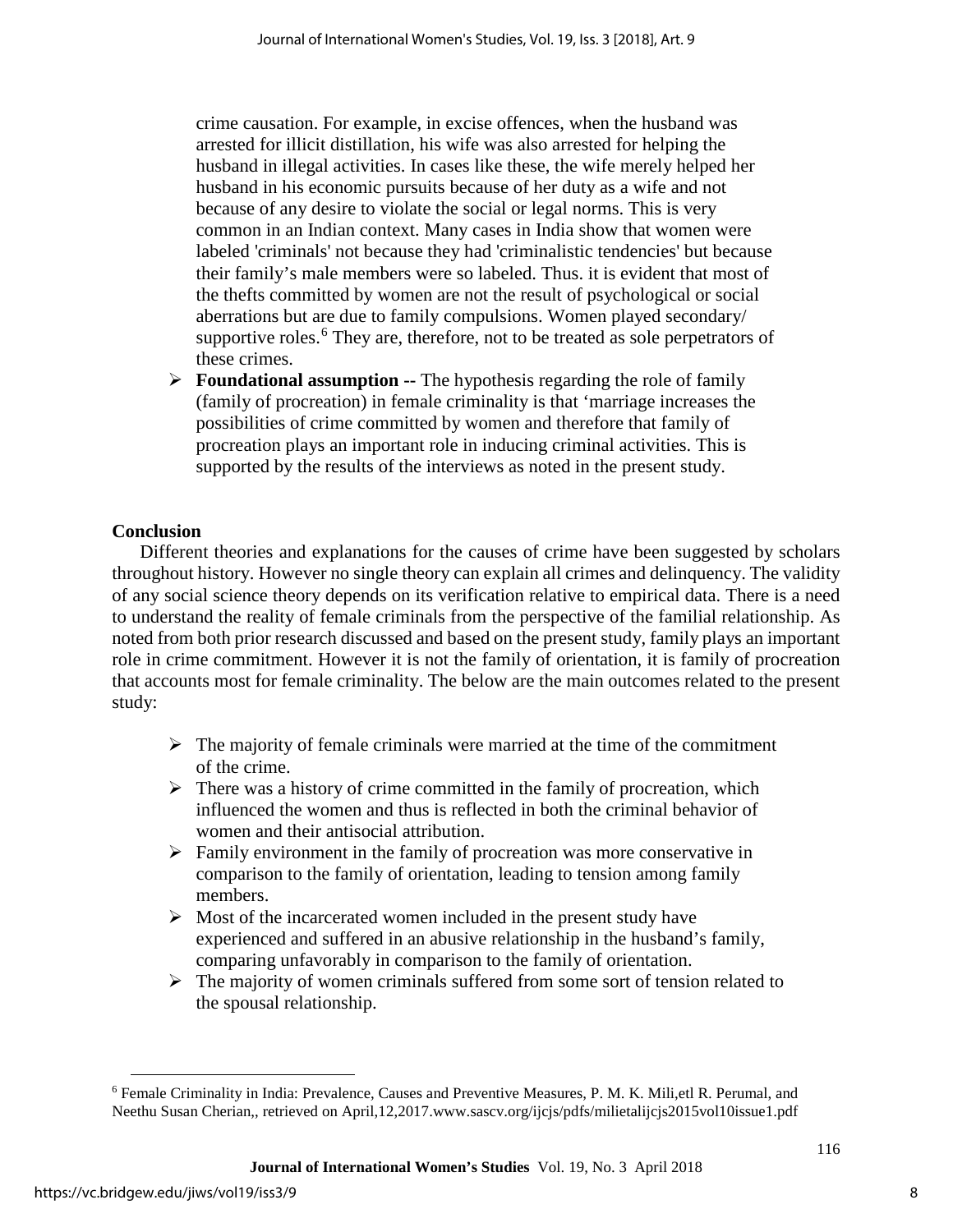crime causation. For example, in excise offences, when the husband was arrested for illicit distillation, his wife was also arrested for helping the husband in illegal activities. In cases like these, the wife merely helped her husband in his economic pursuits because of her duty as a wife and not because of any desire to violate the social or legal norms. This is very common in an Indian context. Many cases in India show that women were labeled 'criminals' not because they had 'criminalistic tendencies' but because their family's male members were so labeled. Thus. it is evident that most of the thefts committed by women are not the result of psychological or social aberrations but are due to family compulsions. Women played secondary/ supportive roles.[6] They are, therefore, not to be treated as sole perpetrators of these crimes.

- **Foundational assumption --** The hypothesis regarding the role of family (family of procreation) in female criminality is that 'marriage increases the possibilities of crime committed by women and therefore that family of procreation plays an important role in inducing criminal activities. This is supported by the results of the interviews as noted in the present study.

**Conclusion**

Different theories and explanations for the causes of crime have been suggested by scholars throughout history. However no single theory can explain all crimes and delinquency. The validity of any social science theory depends on its verification relative to empirical data. There is a need to understand the reality of female criminals from the perspective of the familial relationship. As noted from both prior research discussed and based on the present study, family plays an important role in crime commitment. However it is not the family of orientation, it is family of procreation that accounts most for female criminality. The below are the main outcomes related to the present study:

- The majority of female criminals were married at the time of the commitment of the crime.
- There was a history of crime committed in the family of procreation, which influenced the women and thus is reflected in both the criminal behavior of women and their antisocial attribution.
- Family environment in the family of procreation was more conservative in comparison to the family of orientation, leading to tension among family members.
- Most of the incarcerated women included in the present study have experienced and suffered in an abusive relationship in the husband's family, comparing unfavorably in comparison to the family of orientation.
- The majority of women criminals suffered from some sort of tension related to the spousal relationship.

---

[6] Female Criminality in India: Prevalence, Causes and Preventive Measures, P. M. K. Mili,etl R. Perumal, and Neethu Susan Cherian,, retrieved on April,12,2017.www.sascv.org/ijcjs/pdfs/milietalijcjs2015vol10issue1.pdf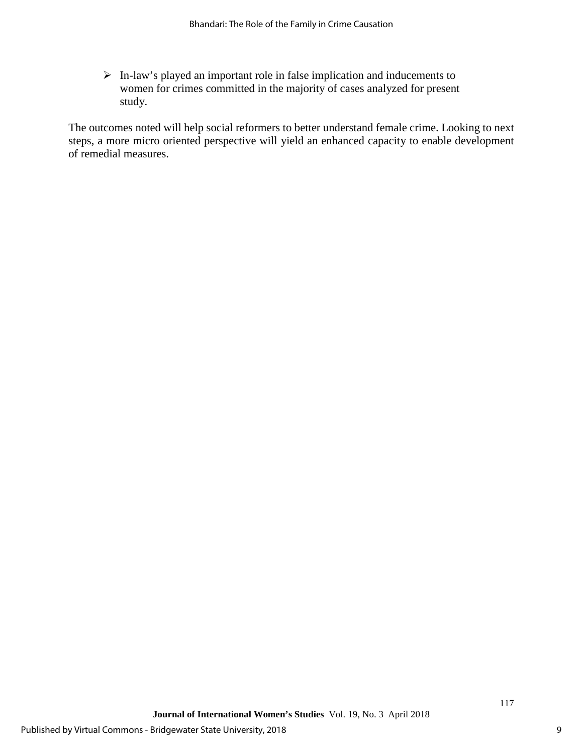- In-law's played an important role in false implication and inducements to women for crimes committed in the majority of cases analyzed for present study.

The outcomes noted will help social reformers to better understand female crime. Looking to next steps, a more micro oriented perspective will yield an enhanced capacity to enable development of remedial measures.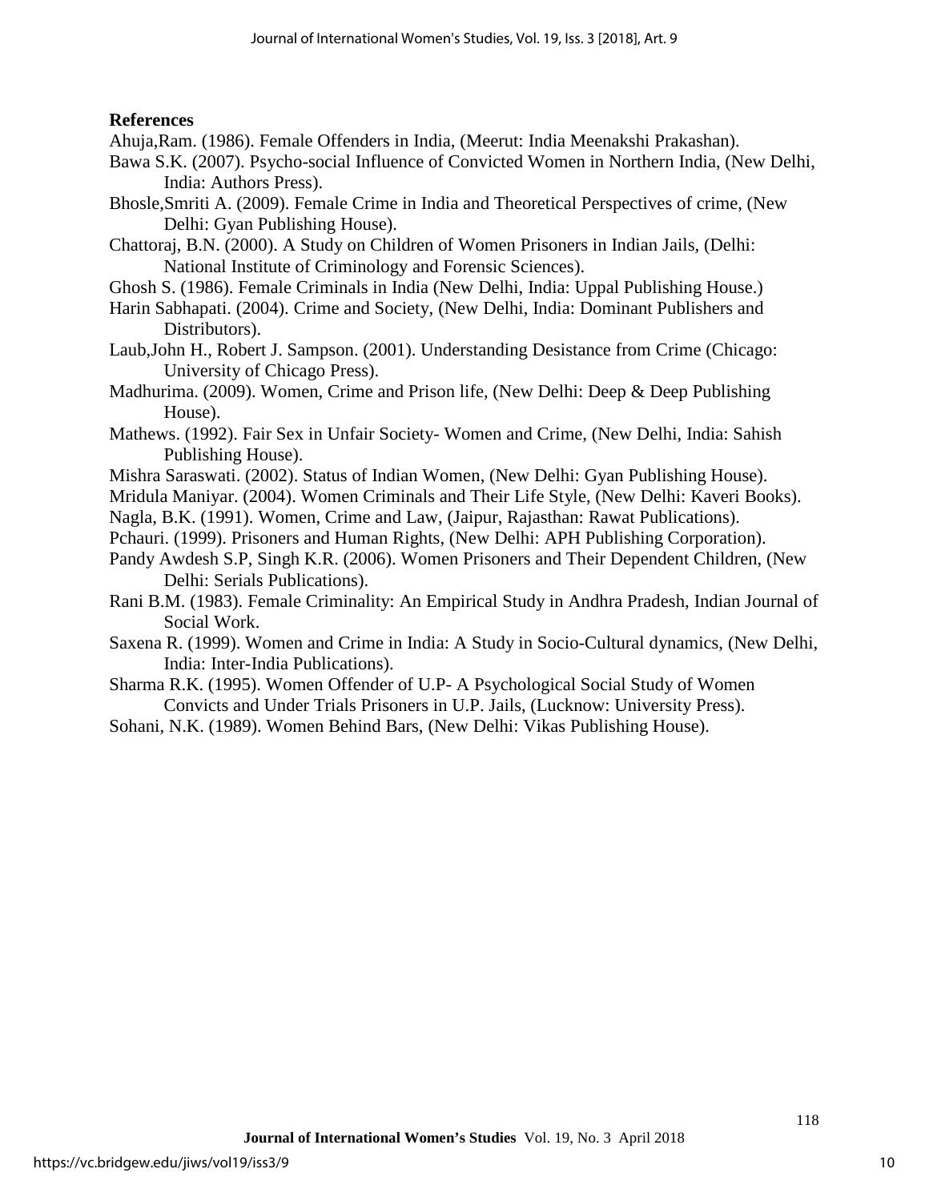**References**

Ahuja,Ram. (1986). Female Offenders in India, (Meerut: India Meenakshi Prakashan).

Bawa S.K. (2007). Psycho-social Influence of Convicted Women in Northern India, (New Delhi, India: Authors Press).

Bhosle,Smriti A. (2009). Female Crime in India and Theoretical Perspectives of crime, (New Delhi: Gyan Publishing House).

Chattoraj, B.N. (2000). A Study on Children of Women Prisoners in Indian Jails, (Delhi: National Institute of Criminology and Forensic Sciences).

Ghosh S. (1986). Female Criminals in India (New Delhi, India: Uppal Publishing House.)

Harin Sabhapati. (2004). Crime and Society, (New Delhi, India: Dominant Publishers and Distributors).

Laub,John H., Robert J. Sampson. (2001). Understanding Desistance from Crime (Chicago: University of Chicago Press).

Madhurima. (2009). Women, Crime and Prison life, (New Delhi: Deep & Deep Publishing House).

Mathews. (1992). Fair Sex in Unfair Society- Women and Crime, (New Delhi, India: Sahish Publishing House).

Mishra Saraswati. (2002). Status of Indian Women, (New Delhi: Gyan Publishing House).

Mridula Maniyar. (2004). Women Criminals and Their Life Style, (New Delhi: Kaveri Books).

Nagla, B.K. (1991). Women, Crime and Law, (Jaipur, Rajasthan: Rawat Publications).

Pchauri. (1999). Prisoners and Human Rights, (New Delhi: APH Publishing Corporation).

Pandy Awdesh S.P, Singh K.R. (2006). Women Prisoners and Their Dependent Children, (New Delhi: Serials Publications).

Rani B.M. (1983). Female Criminality: An Empirical Study in Andhra Pradesh, Indian Journal of Social Work.

Saxena R. (1999). Women and Crime in India: A Study in Socio-Cultural dynamics, (New Delhi, India: Inter-India Publications).

Sharma R.K. (1995). Women Offender of U.P- A Psychological Social Study of Women Convicts and Under Trials Prisoners in U.P. Jails, (Lucknow: University Press).

Sohani, N.K. (1989). Women Behind Bars, (New Delhi: Vikas Publishing House).